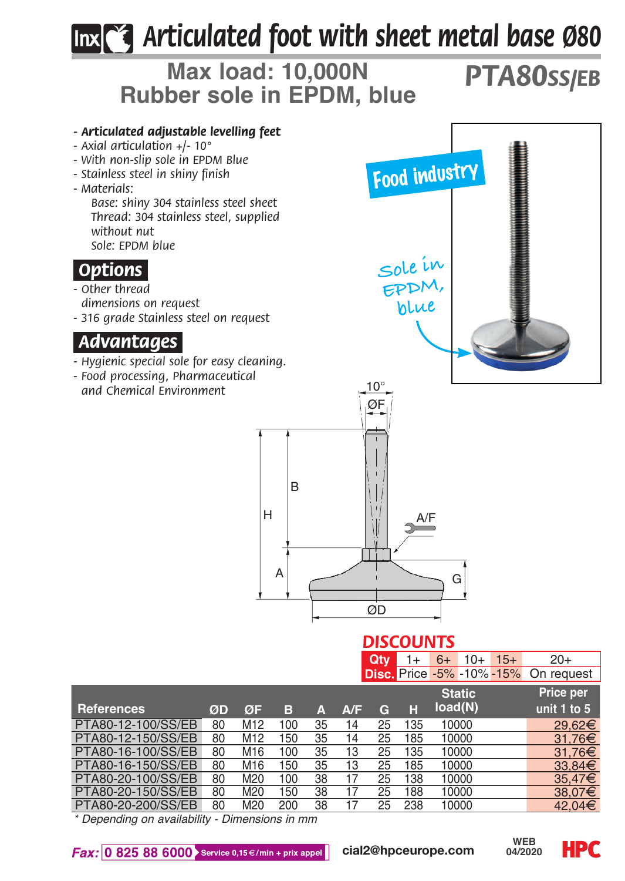# Articulated foot with sheet metal base Ø80

## Max load: 10,000N
## Rubber sole in EPDM, blue

**PTA80SS/EB**

- ***Articulated adjustable levelling feet***
- *Axial articulation +/- 10°*
- *With non-slip sole in EPDM Blue*
- *Stainless steel in shiny finish*
- *Materials:*
  - *Base: shiny 304 stainless steel sheet*
  - *Thread: 304 stainless steel, supplied without nut*
  - *Sole: EPDM blue*

Food industry

Sole in EPDM, blue

## Options

- *Other thread dimensions on request*
- *316 grade Stainless steel on request*

## Advantages

- *Hygienic special sole for easy cleaning.*
- *Food processing, Pharmaceutical and Chemical Environment*

10° ØF B H A/F A G ØD

## DISCOUNTS

| Qty | 1+ | 6+ | 10+ | 15+ | 20+ |
|---|---|---|---|---|---|
| Disc. | Price | -5% | -10% | -15% | On request |

| References | ØD | ØF | B | A | A/F | G | H | Static load(N) | Price per unit 1 to 5 |
|---|---|---|---|---|---|---|---|---|---|
| PTA80-12-100/SS/EB | 80 | M12 | 100 | 35 | 14 | 25 | 135 | 10000 | 29,62€ |
| PTA80-12-150/SS/EB | 80 | M12 | 150 | 35 | 14 | 25 | 185 | 10000 | 31,76€ |
| PTA80-16-100/SS/EB | 80 | M16 | 100 | 35 | 13 | 25 | 135 | 10000 | 31,76€ |
| PTA80-16-150/SS/EB | 80 | M16 | 150 | 35 | 13 | 25 | 185 | 10000 | 33,84€ |
| PTA80-20-100/SS/EB | 80 | M20 | 100 | 38 | 17 | 25 | 138 | 10000 | 35,47€ |
| PTA80-20-150/SS/EB | 80 | M20 | 150 | 38 | 17 | 25 | 188 | 10000 | 38,07€ |
| PTA80-20-200/SS/EB | 80 | M20 | 200 | 38 | 17 | 25 | 238 | 10000 | 42,04€ |

*\* Depending on availability - Dimensions in mm*

*Fax:* 0 825 88 6000 Service 0,15€/min + prix appel cial2@hpceurope.com WEB 04/2020 HPC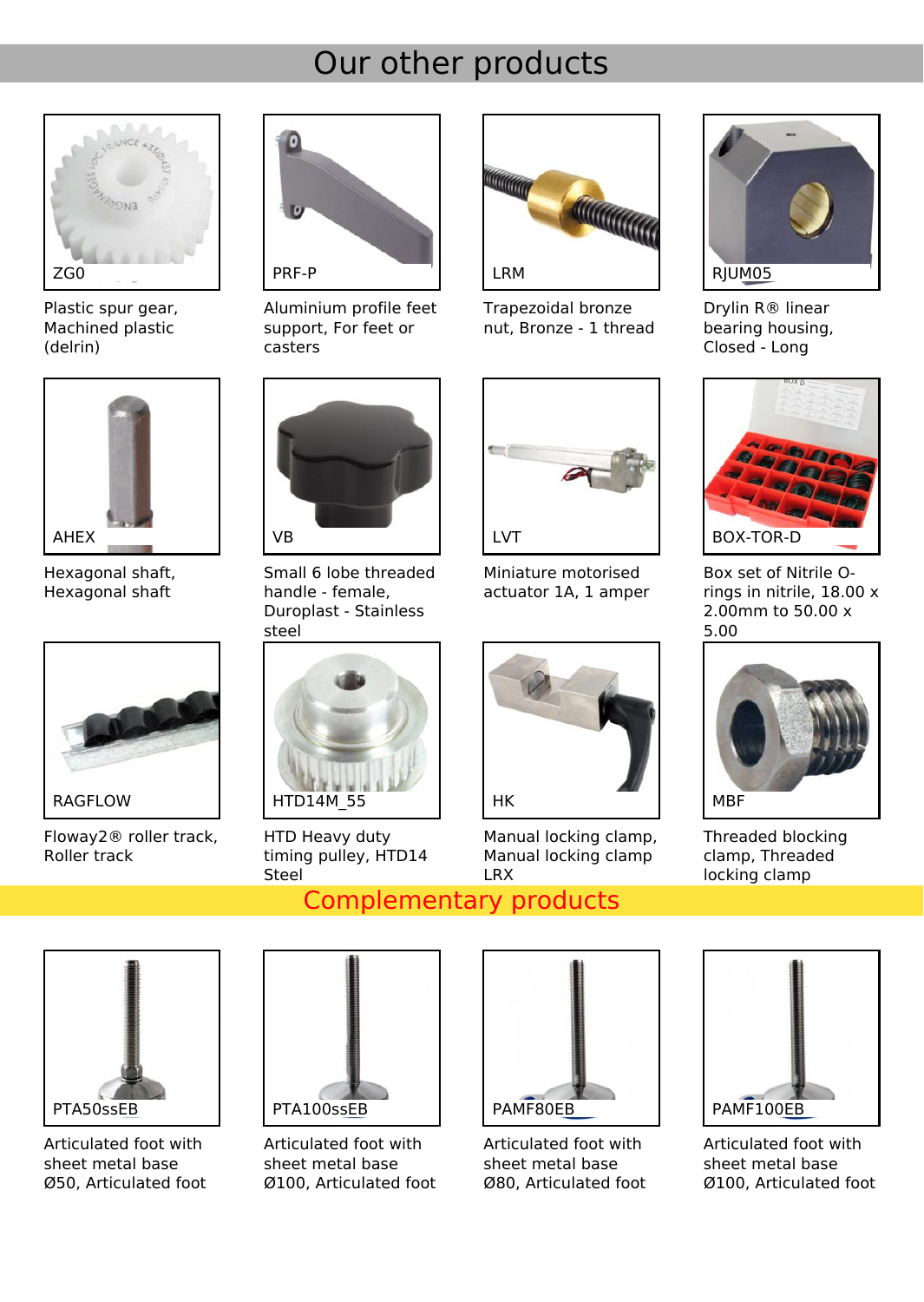# Our other products

ZG0

Plastic spur gear, Machined plastic (delrin)

PRF-P

Aluminium profile feet support, For feet or casters

LRM

Trapezoidal bronze nut, Bronze - 1 thread

RJUM05

Drylin R® linear bearing housing, Closed - Long

AHEX

Hexagonal shaft, Hexagonal shaft

VB

Small 6 lobe threaded handle - female, Duroplast - Stainless steel

LVT

Miniature motorised actuator 1A, 1 amper

BOX-TOR-D

Box set of Nitrile O-rings in nitrile, 18.00 x 2.00mm to 50.00 x 5.00

RAGFLOW

Floway2® roller track, Roller track

HTD14M_55

HTD Heavy duty timing pulley, HTD14 Steel

HK

Manual locking clamp, Manual locking clamp LRX

MBF

Threaded blocking clamp, Threaded locking clamp

# Complementary products

PTA50ssEB

Articulated foot with sheet metal base Ø50, Articulated foot

PTA100ssEB

Articulated foot with sheet metal base Ø100, Articulated foot

PAMF80EB

Articulated foot with sheet metal base Ø80, Articulated foot

PAMF100EB

Articulated foot with sheet metal base Ø100, Articulated foot